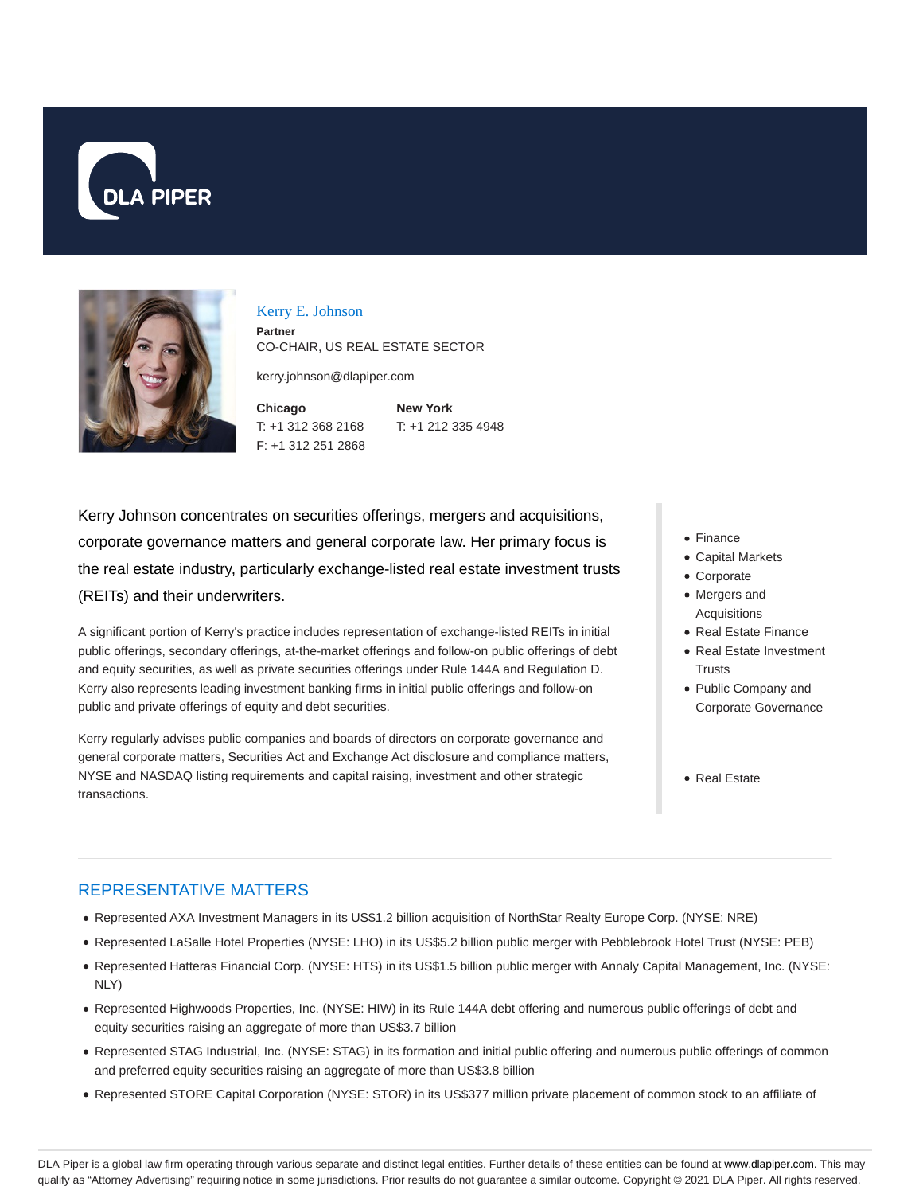DLA PIPER

# Kerry E. Johnson

**Partner**

CO-CHAIR, US REAL ESTATE SECTOR

kerry.johnson@dlapiper.com

**Chicago**
T: +1 312 368 2168
F: +1 312 251 2868

**New York**
T: +1 212 335 4948

Kerry Johnson concentrates on securities offerings, mergers and acquisitions, corporate governance matters and general corporate law. Her primary focus is the real estate industry, particularly exchange-listed real estate investment trusts (REITs) and their underwriters.

A significant portion of Kerry's practice includes representation of exchange-listed REITs in initial public offerings, secondary offerings, at-the-market offerings and follow-on public offerings of debt and equity securities, as well as private securities offerings under Rule 144A and Regulation D. Kerry also represents leading investment banking firms in initial public offerings and follow-on public and private offerings of equity and debt securities.

Kerry regularly advises public companies and boards of directors on corporate governance and general corporate matters, Securities Act and Exchange Act disclosure and compliance matters, NYSE and NASDAQ listing requirements and capital raising, investment and other strategic transactions.

- Finance
- Capital Markets
- Corporate
- Mergers and Acquisitions
- Real Estate Finance
- Real Estate Investment Trusts
- Public Company and Corporate Governance

- Real Estate

## REPRESENTATIVE MATTERS

- Represented AXA Investment Managers in its US$1.2 billion acquisition of NorthStar Realty Europe Corp. (NYSE: NRE)
- Represented LaSalle Hotel Properties (NYSE: LHO) in its US$5.2 billion public merger with Pebblebrook Hotel Trust (NYSE: PEB)
- Represented Hatteras Financial Corp. (NYSE: HTS) in its US$1.5 billion public merger with Annaly Capital Management, Inc. (NYSE: NLY)
- Represented Highwoods Properties, Inc. (NYSE: HIW) in its Rule 144A debt offering and numerous public offerings of debt and equity securities raising an aggregate of more than US$3.7 billion
- Represented STAG Industrial, Inc. (NYSE: STAG) in its formation and initial public offering and numerous public offerings of common and preferred equity securities raising an aggregate of more than US$3.8 billion
- Represented STORE Capital Corporation (NYSE: STOR) in its US$377 million private placement of common stock to an affiliate of

DLA Piper is a global law firm operating through various separate and distinct legal entities. Further details of these entities can be found at www.dlapiper.com. This may qualify as "Attorney Advertising" requiring notice in some jurisdictions. Prior results do not guarantee a similar outcome. Copyright © 2021 DLA Piper. All rights reserved.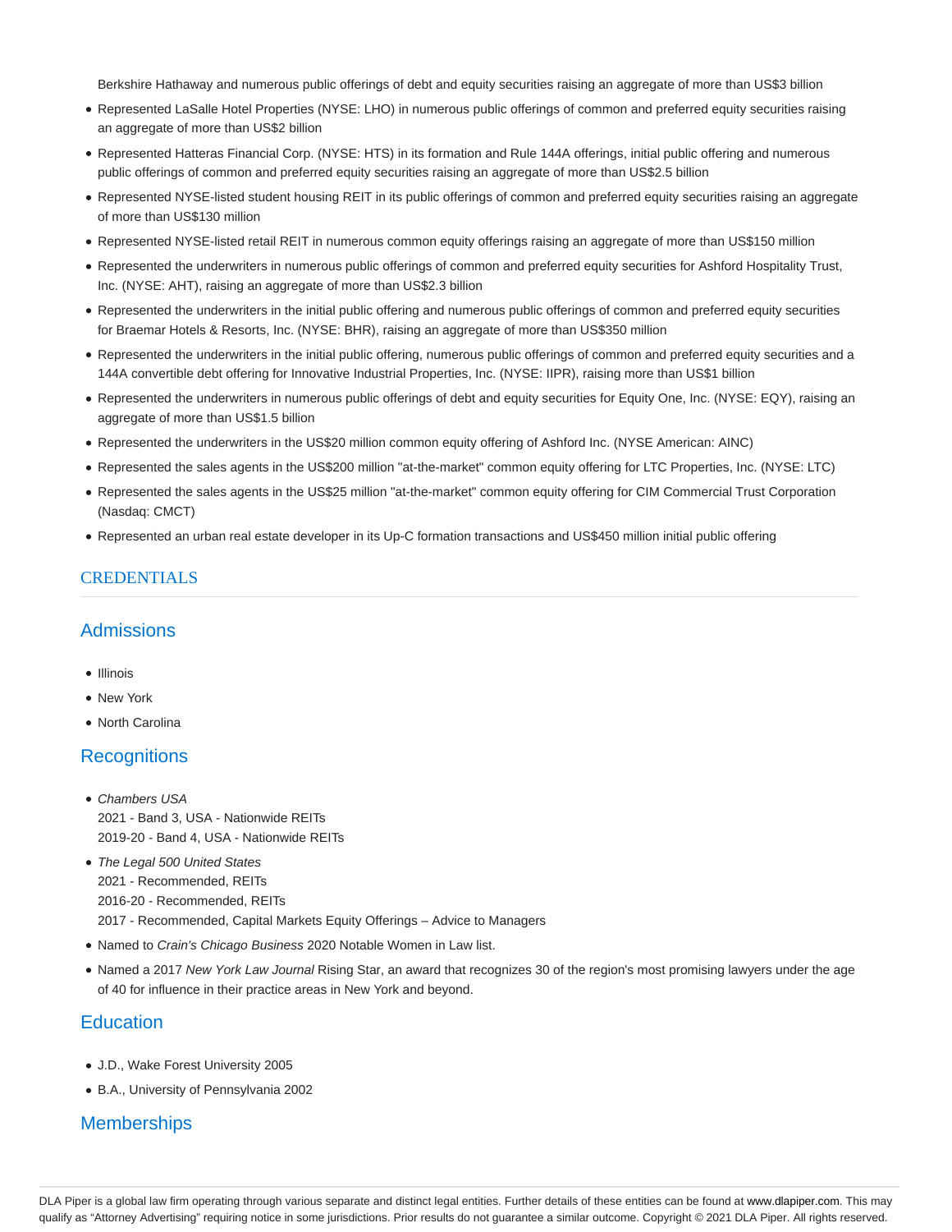Berkshire Hathaway and numerous public offerings of debt and equity securities raising an aggregate of more than US$3 billion

- Represented LaSalle Hotel Properties (NYSE: LHO) in numerous public offerings of common and preferred equity securities raising an aggregate of more than US$2 billion
- Represented Hatteras Financial Corp. (NYSE: HTS) in its formation and Rule 144A offerings, initial public offering and numerous public offerings of common and preferred equity securities raising an aggregate of more than US$2.5 billion
- Represented NYSE-listed student housing REIT in its public offerings of common and preferred equity securities raising an aggregate of more than US$130 million
- Represented NYSE-listed retail REIT in numerous common equity offerings raising an aggregate of more than US$150 million
- Represented the underwriters in numerous public offerings of common and preferred equity securities for Ashford Hospitality Trust, Inc. (NYSE: AHT), raising an aggregate of more than US$2.3 billion
- Represented the underwriters in the initial public offering and numerous public offerings of common and preferred equity securities for Braemar Hotels & Resorts, Inc. (NYSE: BHR), raising an aggregate of more than US$350 million
- Represented the underwriters in the initial public offering, numerous public offerings of common and preferred equity securities and a 144A convertible debt offering for Innovative Industrial Properties, Inc. (NYSE: IIPR), raising more than US$1 billion
- Represented the underwriters in numerous public offerings of debt and equity securities for Equity One, Inc. (NYSE: EQY), raising an aggregate of more than US$1.5 billion
- Represented the underwriters in the US$20 million common equity offering of Ashford Inc. (NYSE American: AINC)
- Represented the sales agents in the US$200 million "at-the-market" common equity offering for LTC Properties, Inc. (NYSE: LTC)
- Represented the sales agents in the US$25 million "at-the-market" common equity offering for CIM Commercial Trust Corporation (Nasdaq: CMCT)
- Represented an urban real estate developer in its Up-C formation transactions and US$450 million initial public offering

## CREDENTIALS

### Admissions

- Illinois
- New York
- North Carolina

### Recognitions

- *Chambers USA*
  2021 - Band 3, USA - Nationwide REITs
  2019-20 - Band 4, USA - Nationwide REITs
- *The Legal 500 United States*
  2021 - Recommended, REITs
  2016-20 - Recommended, REITs
  2017 - Recommended, Capital Markets Equity Offerings – Advice to Managers
- Named to *Crain's Chicago Business* 2020 Notable Women in Law list.
- Named a 2017 *New York Law Journal* Rising Star, an award that recognizes 30 of the region's most promising lawyers under the age of 40 for influence in their practice areas in New York and beyond.

### Education

- J.D., Wake Forest University 2005
- B.A., University of Pennsylvania 2002

### Memberships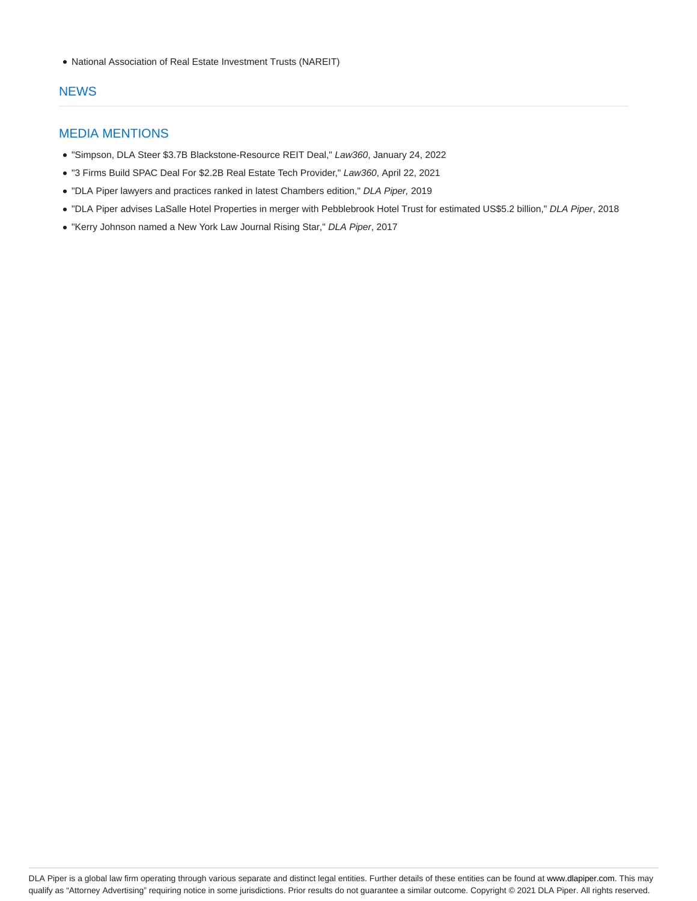- National Association of Real Estate Investment Trusts (NAREIT)

## NEWS

## MEDIA MENTIONS

- "Simpson, DLA Steer $3.7B Blackstone-Resource REIT Deal," *Law360*, January 24, 2022
- "3 Firms Build SPAC Deal For $2.2B Real Estate Tech Provider," *Law360*, April 22, 2021
- "DLA Piper lawyers and practices ranked in latest Chambers edition," *DLA Piper,* 2019
- "DLA Piper advises LaSalle Hotel Properties in merger with Pebblebrook Hotel Trust for estimated US$5.2 billion," *DLA Piper*, 2018
- "Kerry Johnson named a New York Law Journal Rising Star," *DLA Piper*, 2017

DLA Piper is a global law firm operating through various separate and distinct legal entities. Further details of these entities can be found at www.dlapiper.com. This may qualify as "Attorney Advertising" requiring notice in some jurisdictions. Prior results do not guarantee a similar outcome. Copyright © 2021 DLA Piper. All rights reserved.